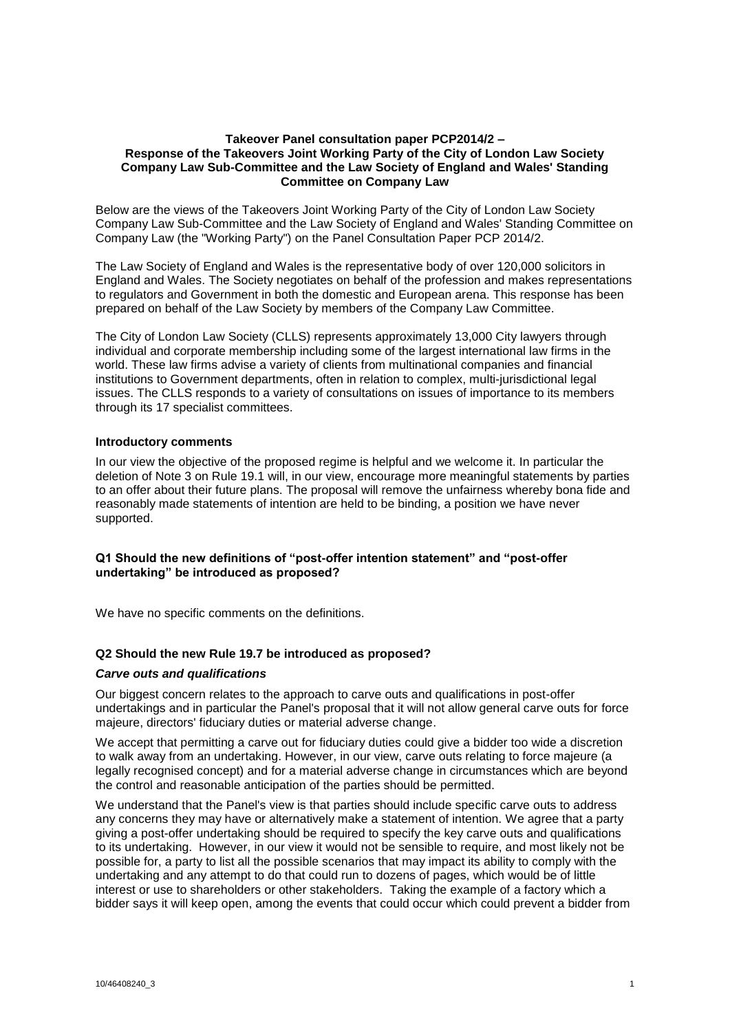**Takeover Panel consultation paper PCP2014/2 – Response of the Takeovers Joint Working Party of the City of London Law Society Company Law Sub-Committee and the Law Society of England and Wales' Standing Committee on Company Law**

Below are the views of the Takeovers Joint Working Party of the City of London Law Society Company Law Sub-Committee and the Law Society of England and Wales' Standing Committee on Company Law (the "Working Party") on the Panel Consultation Paper PCP 2014/2.

The Law Society of England and Wales is the representative body of over 120,000 solicitors in England and Wales. The Society negotiates on behalf of the profession and makes representations to regulators and Government in both the domestic and European arena. This response has been prepared on behalf of the Law Society by members of the Company Law Committee.

The City of London Law Society (CLLS) represents approximately 13,000 City lawyers through individual and corporate membership including some of the largest international law firms in the world. These law firms advise a variety of clients from multinational companies and financial institutions to Government departments, often in relation to complex, multi-jurisdictional legal issues. The CLLS responds to a variety of consultations on issues of importance to its members through its 17 specialist committees.

**Introductory comments**

In our view the objective of the proposed regime is helpful and we welcome it. In particular the deletion of Note 3 on Rule 19.1 will, in our view, encourage more meaningful statements by parties to an offer about their future plans. The proposal will remove the unfairness whereby bona fide and reasonably made statements of intention are held to be binding, a position we have never supported.

**Q1 Should the new definitions of "post-offer intention statement" and "post-offer undertaking" be introduced as proposed?**

We have no specific comments on the definitions.

**Q2 Should the new Rule 19.7 be introduced as proposed?**

***Carve outs and qualifications***

Our biggest concern relates to the approach to carve outs and qualifications in post-offer undertakings and in particular the Panel's proposal that it will not allow general carve outs for force majeure, directors' fiduciary duties or material adverse change.

We accept that permitting a carve out for fiduciary duties could give a bidder too wide a discretion to walk away from an undertaking. However, in our view, carve outs relating to force majeure (a legally recognised concept) and for a material adverse change in circumstances which are beyond the control and reasonable anticipation of the parties should be permitted.

We understand that the Panel's view is that parties should include specific carve outs to address any concerns they may have or alternatively make a statement of intention. We agree that a party giving a post-offer undertaking should be required to specify the key carve outs and qualifications to its undertaking. However, in our view it would not be sensible to require, and most likely not be possible for, a party to list all the possible scenarios that may impact its ability to comply with the undertaking and any attempt to do that could run to dozens of pages, which would be of little interest or use to shareholders or other stakeholders. Taking the example of a factory which a bidder says it will keep open, among the events that could occur which could prevent a bidder from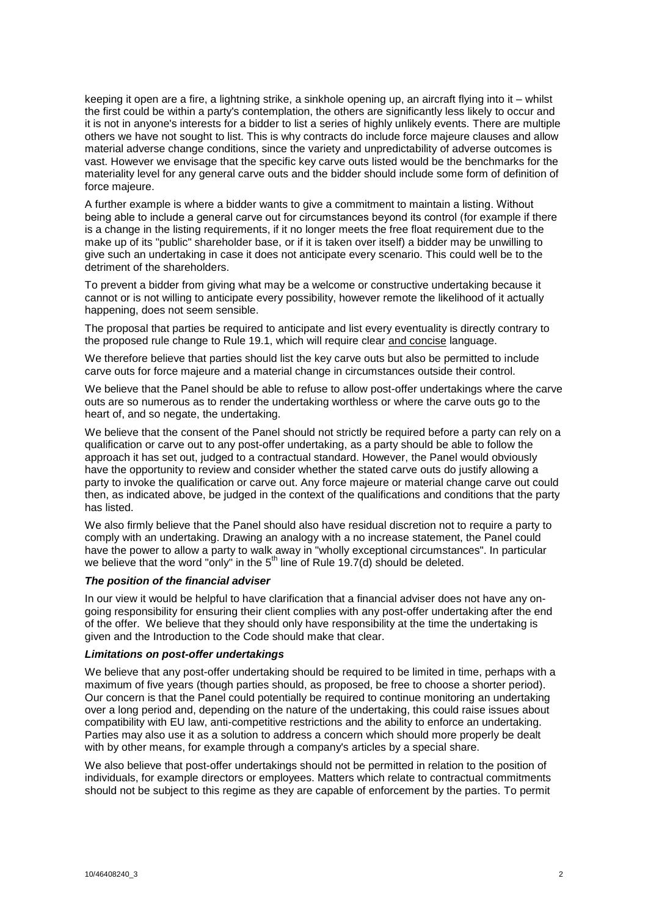keeping it open are a fire, a lightning strike, a sinkhole opening up, an aircraft flying into it – whilst the first could be within a party's contemplation, the others are significantly less likely to occur and it is not in anyone's interests for a bidder to list a series of highly unlikely events. There are multiple others we have not sought to list. This is why contracts do include force majeure clauses and allow material adverse change conditions, since the variety and unpredictability of adverse outcomes is vast. However we envisage that the specific key carve outs listed would be the benchmarks for the materiality level for any general carve outs and the bidder should include some form of definition of force majeure.

A further example is where a bidder wants to give a commitment to maintain a listing. Without being able to include a general carve out for circumstances beyond its control (for example if there is a change in the listing requirements, if it no longer meets the free float requirement due to the make up of its "public" shareholder base, or if it is taken over itself) a bidder may be unwilling to give such an undertaking in case it does not anticipate every scenario. This could well be to the detriment of the shareholders.

To prevent a bidder from giving what may be a welcome or constructive undertaking because it cannot or is not willing to anticipate every possibility, however remote the likelihood of it actually happening, does not seem sensible.

The proposal that parties be required to anticipate and list every eventuality is directly contrary to the proposed rule change to Rule 19.1, which will require clear <u>and concise</u> language.

We therefore believe that parties should list the key carve outs but also be permitted to include carve outs for force majeure and a material change in circumstances outside their control.

We believe that the Panel should be able to refuse to allow post-offer undertakings where the carve outs are so numerous as to render the undertaking worthless or where the carve outs go to the heart of, and so negate, the undertaking.

We believe that the consent of the Panel should not strictly be required before a party can rely on a qualification or carve out to any post-offer undertaking, as a party should be able to follow the approach it has set out, judged to a contractual standard. However, the Panel would obviously have the opportunity to review and consider whether the stated carve outs do justify allowing a party to invoke the qualification or carve out. Any force majeure or material change carve out could then, as indicated above, be judged in the context of the qualifications and conditions that the party has listed.

We also firmly believe that the Panel should also have residual discretion not to require a party to comply with an undertaking. Drawing an analogy with a no increase statement, the Panel could have the power to allow a party to walk away in "wholly exceptional circumstances". In particular we believe that the word "only" in the 5th line of Rule 19.7(d) should be deleted.

***The position of the financial adviser***

In our view it would be helpful to have clarification that a financial adviser does not have any on-going responsibility for ensuring their client complies with any post-offer undertaking after the end of the offer. We believe that they should only have responsibility at the time the undertaking is given and the Introduction to the Code should make that clear.

***Limitations on post-offer undertakings***

We believe that any post-offer undertaking should be required to be limited in time, perhaps with a maximum of five years (though parties should, as proposed, be free to choose a shorter period). Our concern is that the Panel could potentially be required to continue monitoring an undertaking over a long period and, depending on the nature of the undertaking, this could raise issues about compatibility with EU law, anti-competitive restrictions and the ability to enforce an undertaking. Parties may also use it as a solution to address a concern which should more properly be dealt with by other means, for example through a company's articles by a special share.

We also believe that post-offer undertakings should not be permitted in relation to the position of individuals, for example directors or employees. Matters which relate to contractual commitments should not be subject to this regime as they are capable of enforcement by the parties. To permit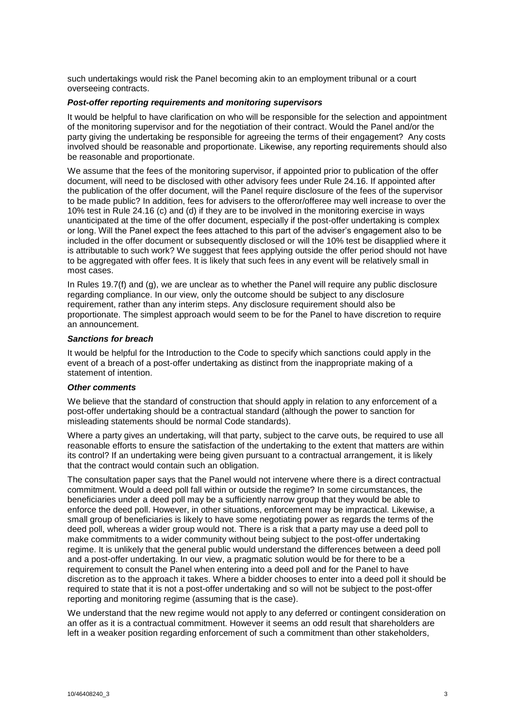such undertakings would risk the Panel becoming akin to an employment tribunal or a court overseeing contracts.

***Post-offer reporting requirements and monitoring supervisors***

It would be helpful to have clarification on who will be responsible for the selection and appointment of the monitoring supervisor and for the negotiation of their contract. Would the Panel and/or the party giving the undertaking be responsible for agreeing the terms of their engagement? Any costs involved should be reasonable and proportionate. Likewise, any reporting requirements should also be reasonable and proportionate.

We assume that the fees of the monitoring supervisor, if appointed prior to publication of the offer document, will need to be disclosed with other advisory fees under Rule 24.16. If appointed after the publication of the offer document, will the Panel require disclosure of the fees of the supervisor to be made public? In addition, fees for advisers to the offeror/offeree may well increase to over the 10% test in Rule 24.16 (c) and (d) if they are to be involved in the monitoring exercise in ways unanticipated at the time of the offer document, especially if the post-offer undertaking is complex or long. Will the Panel expect the fees attached to this part of the adviser's engagement also to be included in the offer document or subsequently disclosed or will the 10% test be disapplied where it is attributable to such work? We suggest that fees applying outside the offer period should not have to be aggregated with offer fees. It is likely that such fees in any event will be relatively small in most cases.

In Rules 19.7(f) and (g), we are unclear as to whether the Panel will require any public disclosure regarding compliance. In our view, only the outcome should be subject to any disclosure requirement, rather than any interim steps. Any disclosure requirement should also be proportionate. The simplest approach would seem to be for the Panel to have discretion to require an announcement.

***Sanctions for breach***

It would be helpful for the Introduction to the Code to specify which sanctions could apply in the event of a breach of a post-offer undertaking as distinct from the inappropriate making of a statement of intention.

***Other comments***

We believe that the standard of construction that should apply in relation to any enforcement of a post-offer undertaking should be a contractual standard (although the power to sanction for misleading statements should be normal Code standards).

Where a party gives an undertaking, will that party, subject to the carve outs, be required to use all reasonable efforts to ensure the satisfaction of the undertaking to the extent that matters are within its control? If an undertaking were being given pursuant to a contractual arrangement, it is likely that the contract would contain such an obligation.

The consultation paper says that the Panel would not intervene where there is a direct contractual commitment. Would a deed poll fall within or outside the regime? In some circumstances, the beneficiaries under a deed poll may be a sufficiently narrow group that they would be able to enforce the deed poll. However, in other situations, enforcement may be impractical. Likewise, a small group of beneficiaries is likely to have some negotiating power as regards the terms of the deed poll, whereas a wider group would not. There is a risk that a party may use a deed poll to make commitments to a wider community without being subject to the post-offer undertaking regime. It is unlikely that the general public would understand the differences between a deed poll and a post-offer undertaking. In our view, a pragmatic solution would be for there to be a requirement to consult the Panel when entering into a deed poll and for the Panel to have discretion as to the approach it takes. Where a bidder chooses to enter into a deed poll it should be required to state that it is not a post-offer undertaking and so will not be subject to the post-offer reporting and monitoring regime (assuming that is the case).

We understand that the new regime would not apply to any deferred or contingent consideration on an offer as it is a contractual commitment. However it seems an odd result that shareholders are left in a weaker position regarding enforcement of such a commitment than other stakeholders,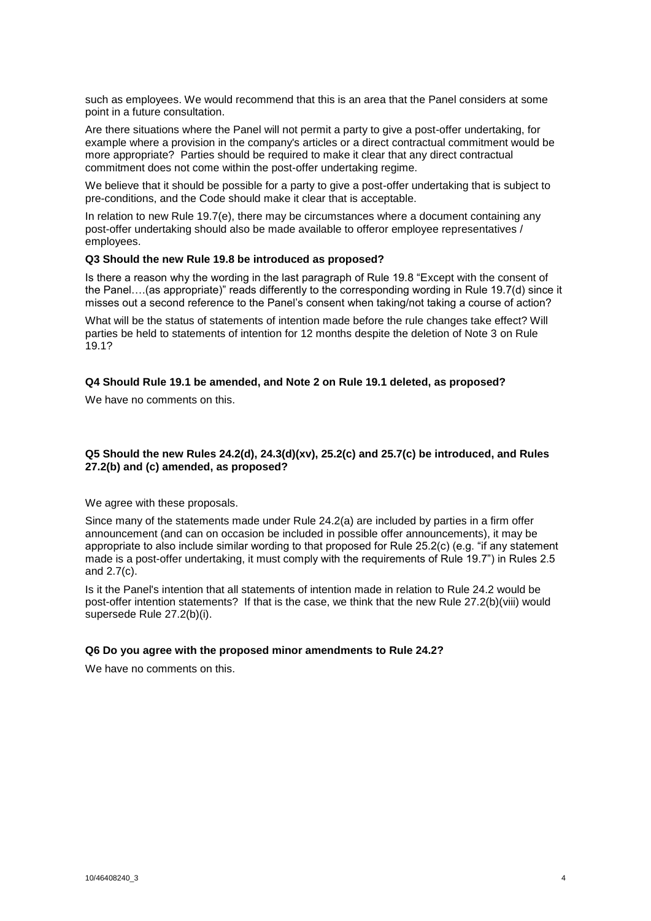such as employees. We would recommend that this is an area that the Panel considers at some point in a future consultation.

Are there situations where the Panel will not permit a party to give a post-offer undertaking, for example where a provision in the company's articles or a direct contractual commitment would be more appropriate? Parties should be required to make it clear that any direct contractual commitment does not come within the post-offer undertaking regime.

We believe that it should be possible for a party to give a post-offer undertaking that is subject to pre-conditions, and the Code should make it clear that is acceptable.

In relation to new Rule 19.7(e), there may be circumstances where a document containing any post-offer undertaking should also be made available to offeror employee representatives / employees.

**Q3 Should the new Rule 19.8 be introduced as proposed?**

Is there a reason why the wording in the last paragraph of Rule 19.8 "Except with the consent of the Panel….(as appropriate)" reads differently to the corresponding wording in Rule 19.7(d) since it misses out a second reference to the Panel's consent when taking/not taking a course of action?

What will be the status of statements of intention made before the rule changes take effect? Will parties be held to statements of intention for 12 months despite the deletion of Note 3 on Rule 19.1?

**Q4 Should Rule 19.1 be amended, and Note 2 on Rule 19.1 deleted, as proposed?**

We have no comments on this.

**Q5 Should the new Rules 24.2(d), 24.3(d)(xv), 25.2(c) and 25.7(c) be introduced, and Rules 27.2(b) and (c) amended, as proposed?**

We agree with these proposals.

Since many of the statements made under Rule 24.2(a) are included by parties in a firm offer announcement (and can on occasion be included in possible offer announcements), it may be appropriate to also include similar wording to that proposed for Rule 25.2(c) (e.g. "if any statement made is a post-offer undertaking, it must comply with the requirements of Rule 19.7") in Rules 2.5 and 2.7(c).

Is it the Panel's intention that all statements of intention made in relation to Rule 24.2 would be post-offer intention statements? If that is the case, we think that the new Rule 27.2(b)(viii) would supersede Rule 27.2(b)(i).

**Q6 Do you agree with the proposed minor amendments to Rule 24.2?**

We have no comments on this.